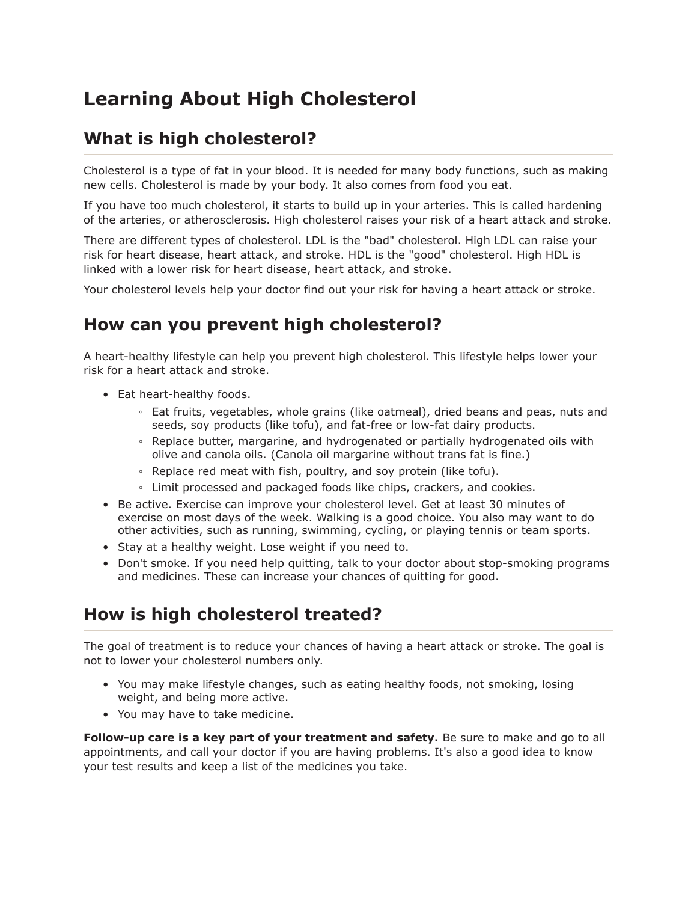# Learning About High Cholesterol

## What is high cholesterol?

Cholesterol is a type of fat in your blood. It is needed for many body functions, such as making new cells. Cholesterol is made by your body. It also comes from food you eat.

If you have too much cholesterol, it starts to build up in your arteries. This is called hardening of the arteries, or atherosclerosis. High cholesterol raises your risk of a heart attack and stroke.

There are different types of cholesterol. LDL is the "bad" cholesterol. High LDL can raise your risk for heart disease, heart attack, and stroke. HDL is the "good" cholesterol. High HDL is linked with a lower risk for heart disease, heart attack, and stroke.

Your cholesterol levels help your doctor find out your risk for having a heart attack or stroke.

## How can you prevent high cholesterol?

A heart-healthy lifestyle can help you prevent high cholesterol. This lifestyle helps lower your risk for a heart attack and stroke.

- Eat heart-healthy foods.
  - Eat fruits, vegetables, whole grains (like oatmeal), dried beans and peas, nuts and seeds, soy products (like tofu), and fat-free or low-fat dairy products.
  - Replace butter, margarine, and hydrogenated or partially hydrogenated oils with olive and canola oils. (Canola oil margarine without trans fat is fine.)
  - Replace red meat with fish, poultry, and soy protein (like tofu).
  - Limit processed and packaged foods like chips, crackers, and cookies.
- Be active. Exercise can improve your cholesterol level. Get at least 30 minutes of exercise on most days of the week. Walking is a good choice. You also may want to do other activities, such as running, swimming, cycling, or playing tennis or team sports.
- Stay at a healthy weight. Lose weight if you need to.
- Don't smoke. If you need help quitting, talk to your doctor about stop-smoking programs and medicines. These can increase your chances of quitting for good.

## How is high cholesterol treated?

The goal of treatment is to reduce your chances of having a heart attack or stroke. The goal is not to lower your cholesterol numbers only.

- You may make lifestyle changes, such as eating healthy foods, not smoking, losing weight, and being more active.
- You may have to take medicine.

**Follow-up care is a key part of your treatment and safety.** Be sure to make and go to all appointments, and call your doctor if you are having problems. It's also a good idea to know your test results and keep a list of the medicines you take.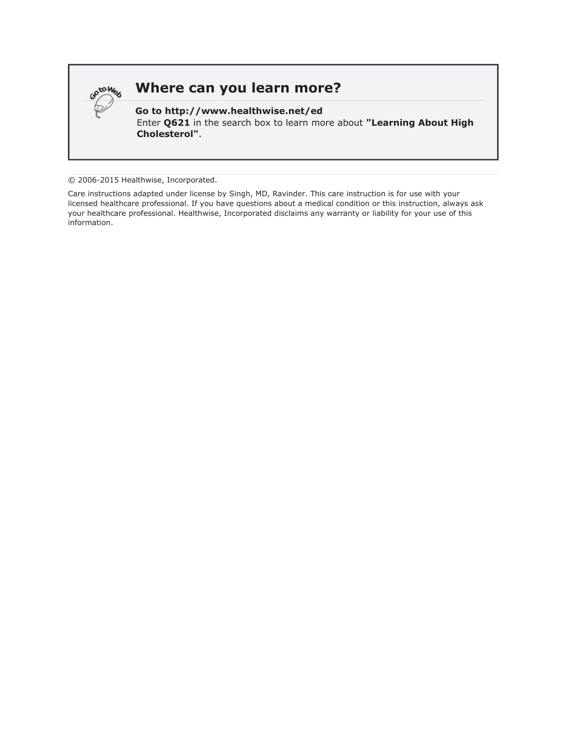## Where can you learn more?

**Go to http://www.healthwise.net/ed**
Enter **Q621** in the search box to learn more about **"Learning About High Cholesterol"**.

© 2006-2015 Healthwise, Incorporated.

Care instructions adapted under license by Singh, MD, Ravinder. This care instruction is for use with your licensed healthcare professional. If you have questions about a medical condition or this instruction, always ask your healthcare professional. Healthwise, Incorporated disclaims any warranty or liability for your use of this information.